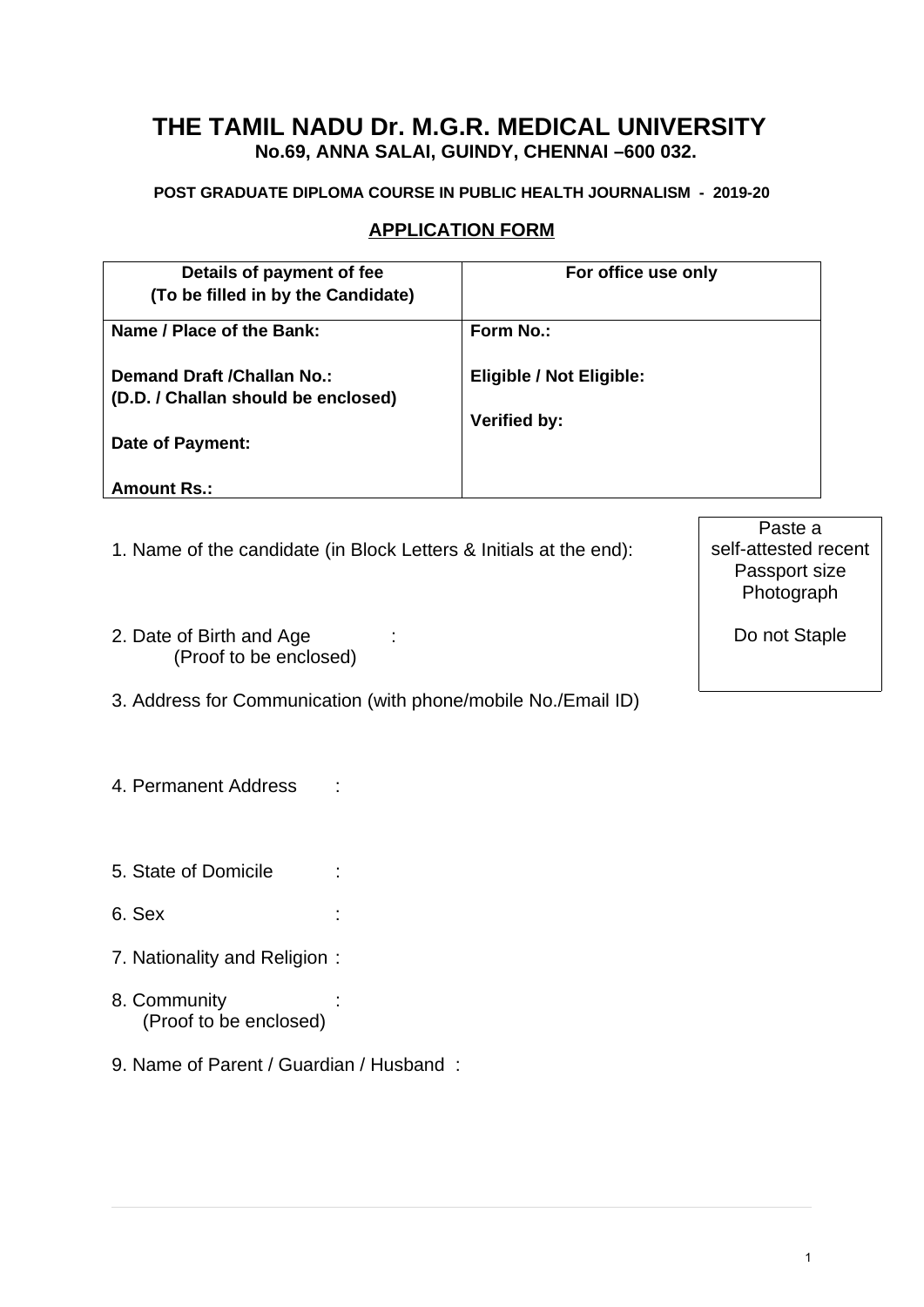# THE TAMIL NADU Dr. M.G.R. MEDICAL UNIVERSITY

**No.69, ANNA SALAI, GUINDY, CHENNAI –600 032.**

**POST GRADUATE DIPLOMA COURSE IN PUBLIC HEALTH JOURNALISM - 2019-20**

## APPLICATION FORM

| Details of payment of fee (To be filled in by the Candidate) | For office use only |
| --- | --- |
| **Name / Place of the Bank:**<br><br>**Demand Draft /Challan No.:**<br>**(D.D. / Challan should be enclosed)**<br><br>**Date of Payment:**<br><br>**Amount Rs.:** | **Form No.:**<br><br>**Eligible / Not Eligible:**<br><br>**Verified by:** |

Paste a self-attested recent Passport size Photograph

Do not Staple

1. Name of the candidate (in Block Letters & Initials at the end):

2. Date of Birth and Age :
   (Proof to be enclosed)

3. Address for Communication (with phone/mobile No./Email ID)

4. Permanent Address :

5. State of Domicile :

6. Sex :

7. Nationality and Religion :

8. Community :
   (Proof to be enclosed)

9. Name of Parent / Guardian / Husband :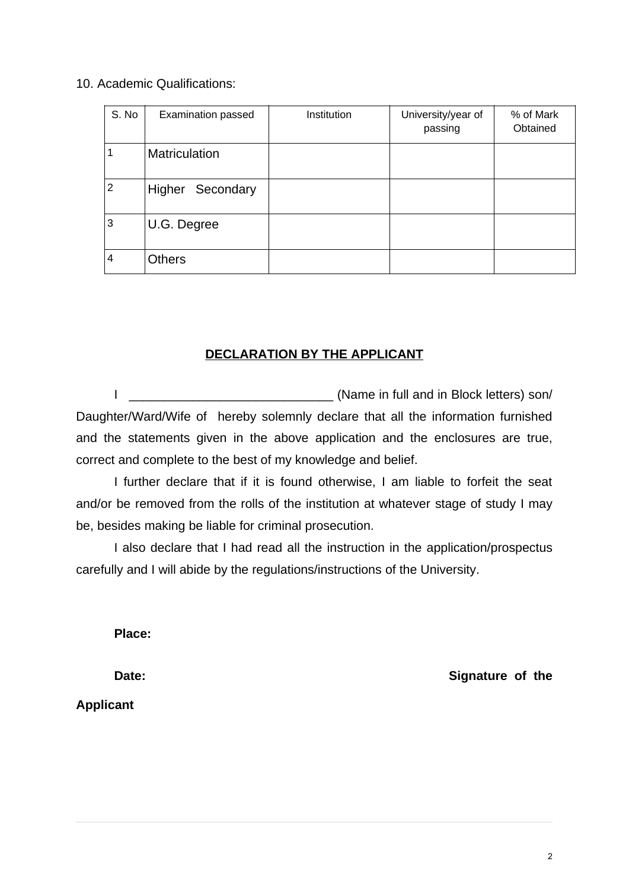10. Academic Qualifications:

| S. No | Examination passed | Institution | University/year of passing | % of Mark Obtained |
|---|---|---|---|---|
| 1 | Matriculation | | | |
| 2 | Higher Secondary | | | |
| 3 | U.G. Degree | | | |
| 4 | Others | | | |

## DECLARATION BY THE APPLICANT

I _____________________________ (Name in full and in Block letters) son/ Daughter/Ward/Wife of hereby solemnly declare that all the information furnished and the statements given in the above application and the enclosures are true, correct and complete to the best of my knowledge and belief.

I further declare that if it is found otherwise, I am liable to forfeit the seat and/or be removed from the rolls of the institution at whatever stage of study I may be, besides making be liable for criminal prosecution.

I also declare that I had read all the instruction in the application/prospectus carefully and I will abide by the regulations/instructions of the University.

**Place:**

**Date:** **Signature of the Applicant**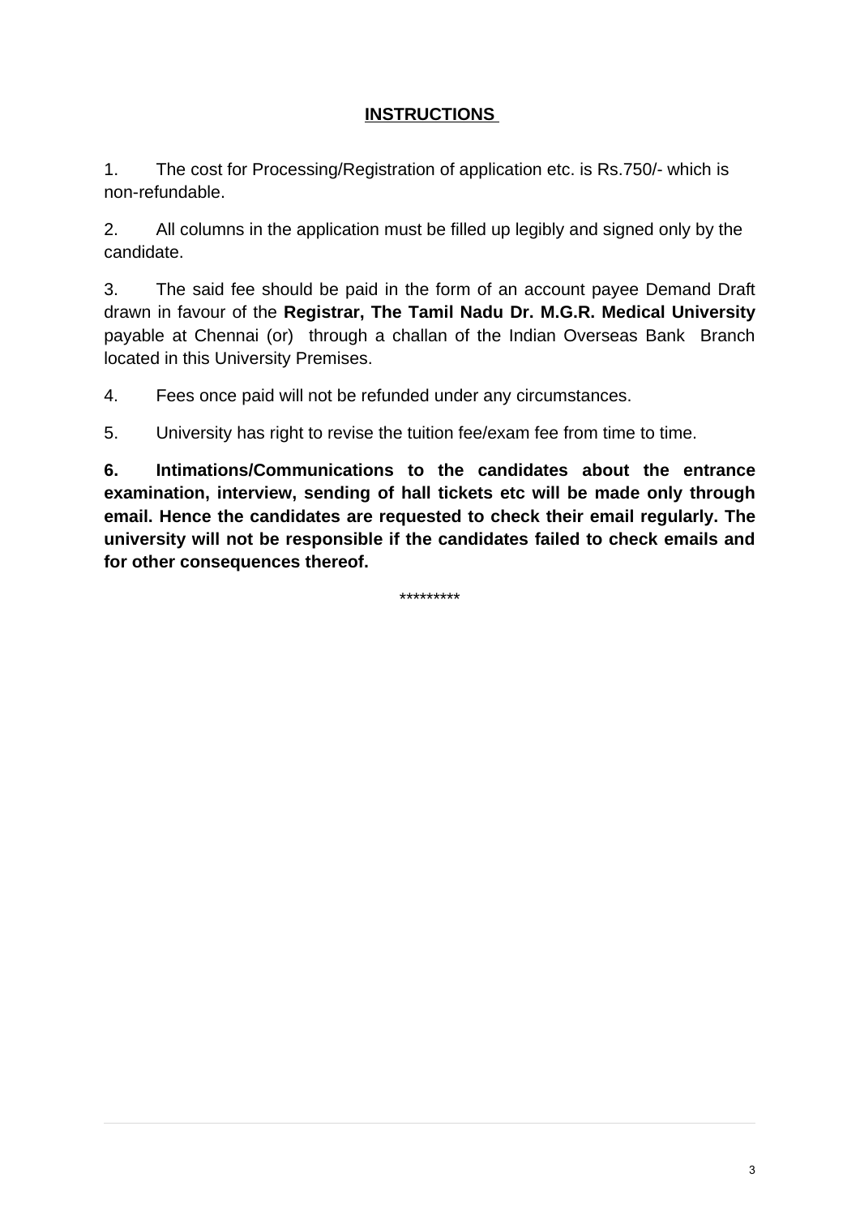## INSTRUCTIONS

1. The cost for Processing/Registration of application etc. is Rs.750/- which is non-refundable.

2. All columns in the application must be filled up legibly and signed only by the candidate.

3. The said fee should be paid in the form of an account payee Demand Draft drawn in favour of the **Registrar, The Tamil Nadu Dr. M.G.R. Medical University** payable at Chennai (or) through a challan of the Indian Overseas Bank Branch located in this University Premises.

4. Fees once paid will not be refunded under any circumstances.

5. University has right to revise the tuition fee/exam fee from time to time.

**6. Intimations/Communications to the candidates about the entrance examination, interview, sending of hall tickets etc will be made only through email. Hence the candidates are requested to check their email regularly. The university will not be responsible if the candidates failed to check emails and for other consequences thereof.**

*********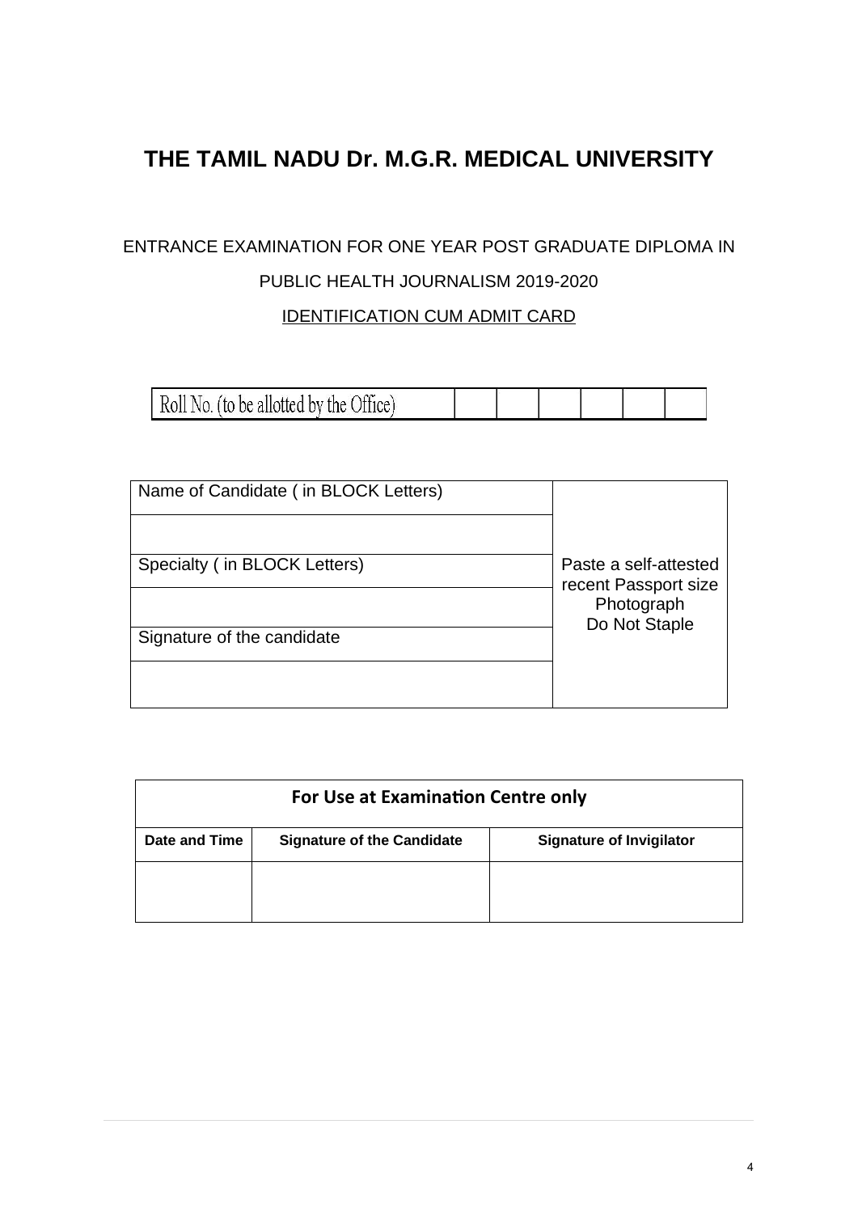# THE TAMIL NADU Dr. M.G.R. MEDICAL UNIVERSITY

ENTRANCE EXAMINATION FOR ONE YEAR POST GRADUATE DIPLOMA IN

PUBLIC HEALTH JOURNALISM 2019-2020

IDENTIFICATION CUM ADMIT CARD

| Roll No. (to be allotted by the Office) | | | | | | |
|---|---|---|---|---|---|---|

| | |
|---|---|
| Name of Candidate ( in BLOCK Letters) | Paste a self-attested recent Passport size Photograph Do Not Staple |
| | |
| Specialty ( in BLOCK Letters) | |
| | |
| Signature of the candidate | |
| | |

| For Use at Examination Centre only | | |
|---|---|---|
| **Date and Time** | **Signature of the Candidate** | **Signature of Invigilator** |
| | | |